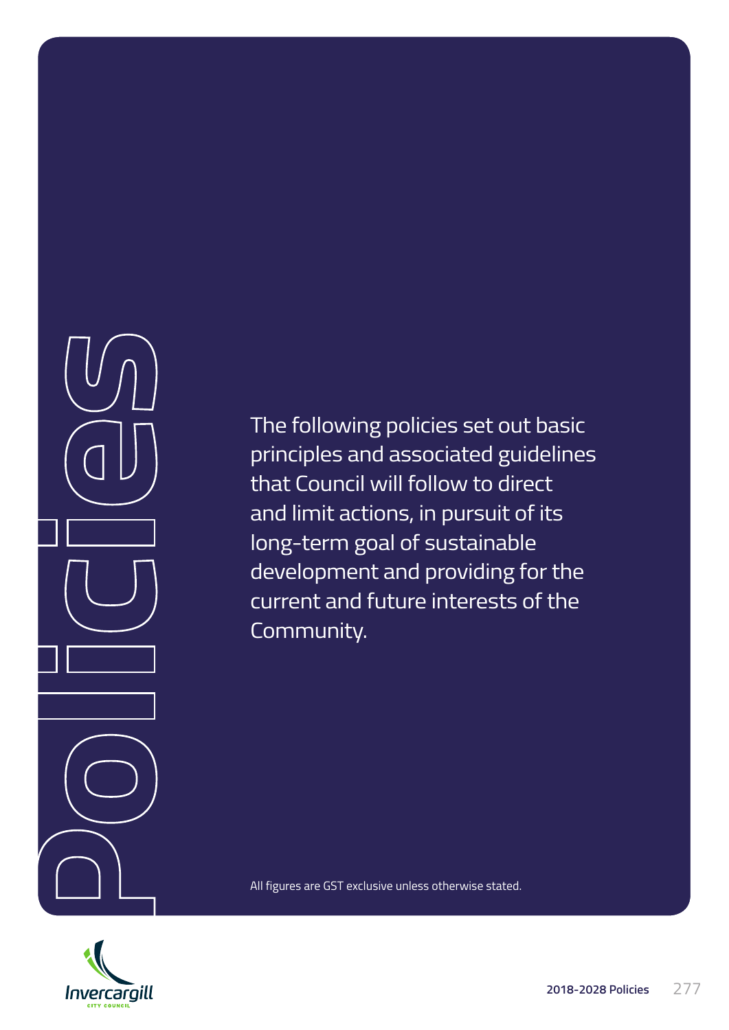# Policies

The following policies set out basic principles and associated guidelines that Council will follow to direct and limit actions, in pursuit of its long-term goal of sustainable development and providing for the current and future interests of the Community.

All figures are GST exclusive unless otherwise stated.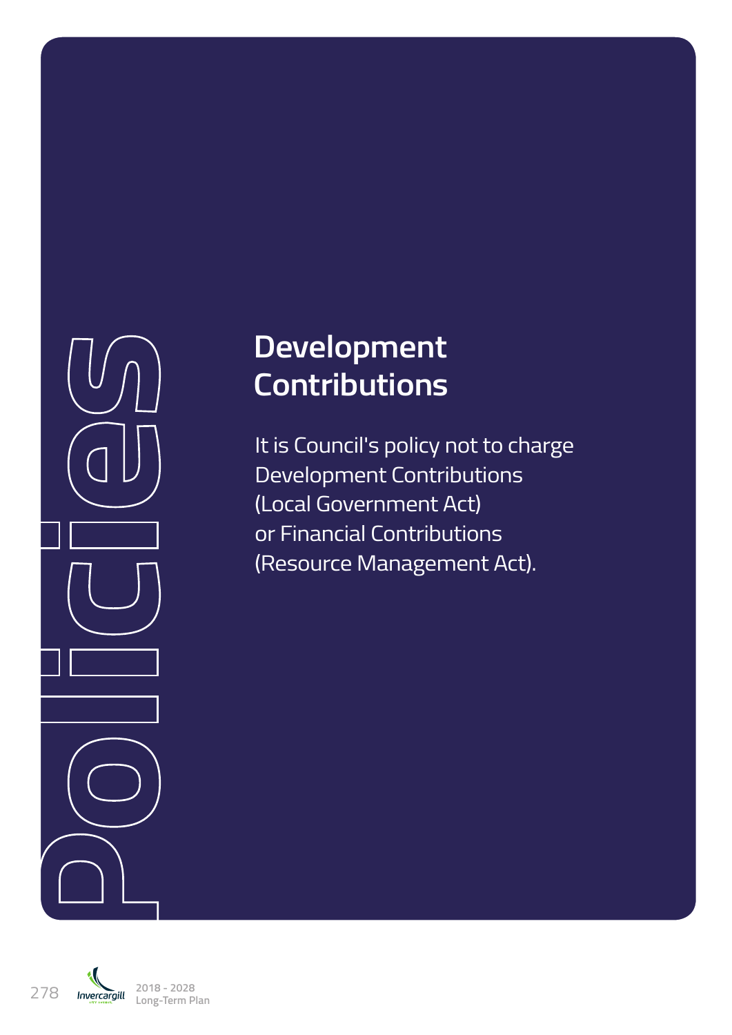Policies

# Development Contributions

It is Council's policy not to charge Development Contributions (Local Government Act) or Financial Contributions (Resource Management Act).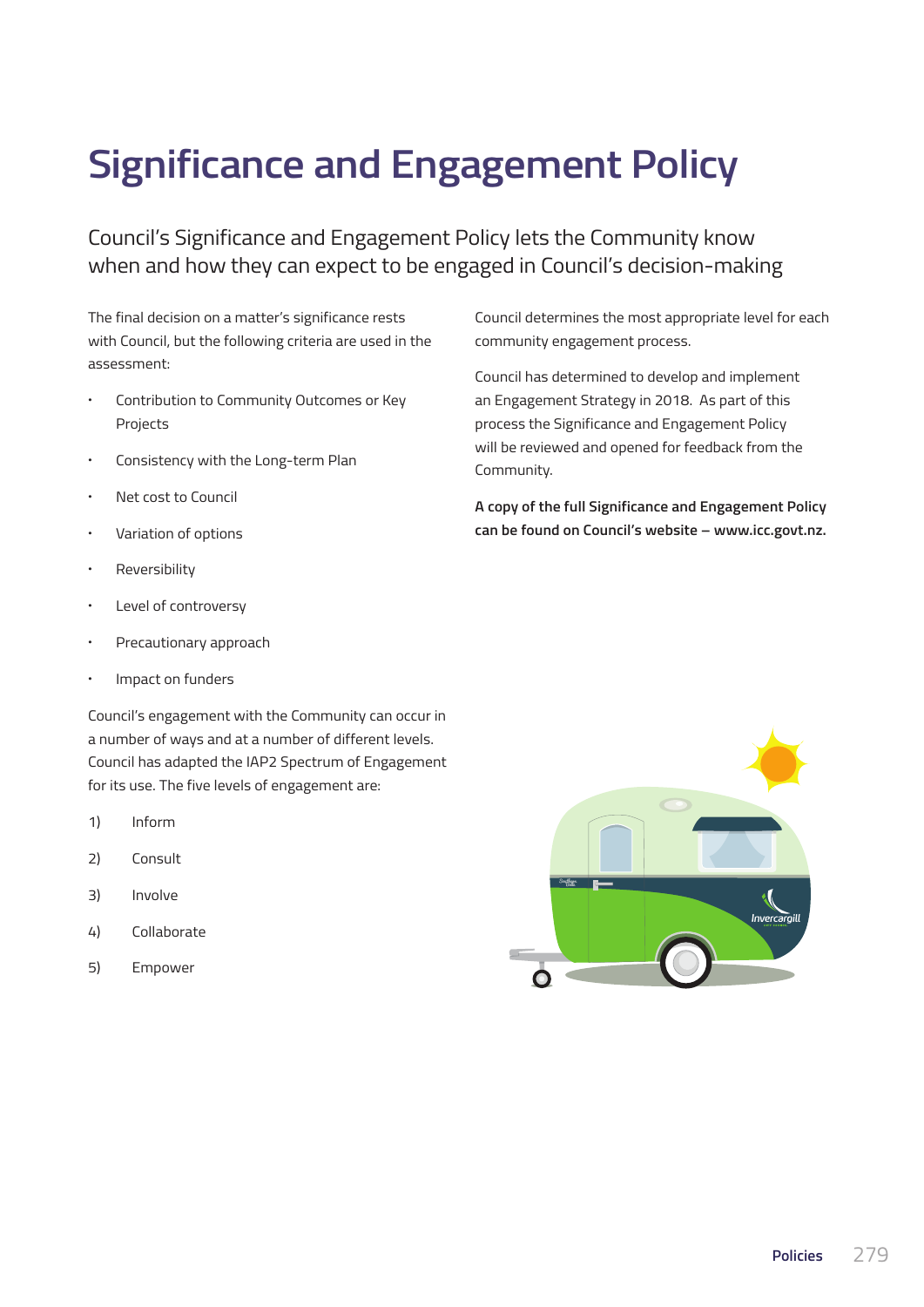# Significance and Engagement Policy

Council's Significance and Engagement Policy lets the Community know when and how they can expect to be engaged in Council's decision-making

The final decision on a matter's significance rests with Council, but the following criteria are used in the assessment:

- Contribution to Community Outcomes or Key Projects
- Consistency with the Long-term Plan
- Net cost to Council
- Variation of options
- Reversibility
- Level of controversy
- Precautionary approach
- Impact on funders

Council's engagement with the Community can occur in a number of ways and at a number of different levels. Council has adapted the IAP2 Spectrum of Engagement for its use. The five levels of engagement are:

1) Inform
2) Consult
3) Involve
4) Collaborate
5) Empower

Council determines the most appropriate level for each community engagement process.

Council has determined to develop and implement an Engagement Strategy in 2018. As part of this process the Significance and Engagement Policy will be reviewed and opened for feedback from the Community.

**A copy of the full Significance and Engagement Policy can be found on Council's website – www.icc.govt.nz.**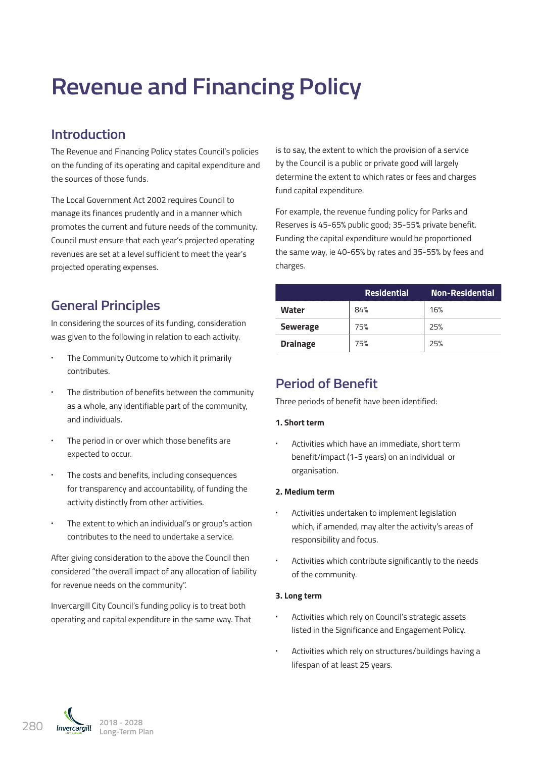# Revenue and Financing Policy

## Introduction

The Revenue and Financing Policy states Council's policies on the funding of its operating and capital expenditure and the sources of those funds.

The Local Government Act 2002 requires Council to manage its finances prudently and in a manner which promotes the current and future needs of the community. Council must ensure that each year's projected operating revenues are set at a level sufficient to meet the year's projected operating expenses.

## General Principles

In considering the sources of its funding, consideration was given to the following in relation to each activity.

- The Community Outcome to which it primarily contributes.
- The distribution of benefits between the community as a whole, any identifiable part of the community, and individuals.
- The period in or over which those benefits are expected to occur.
- The costs and benefits, including consequences for transparency and accountability, of funding the activity distinctly from other activities.
- The extent to which an individual's or group's action contributes to the need to undertake a service.

After giving consideration to the above the Council then considered "the overall impact of any allocation of liability for revenue needs on the community".

Invercargill City Council's funding policy is to treat both operating and capital expenditure in the same way. That is to say, the extent to which the provision of a service by the Council is a public or private good will largely determine the extent to which rates or fees and charges fund capital expenditure.

For example, the revenue funding policy for Parks and Reserves is 45-65% public good; 35-55% private benefit. Funding the capital expenditure would be proportioned the same way, ie 40-65% by rates and 35-55% by fees and charges.

| | Residential | Non-Residential |
|---|---|---|
| **Water** | 84% | 16% |
| **Sewerage** | 75% | 25% |
| **Drainage** | 75% | 25% |

## Period of Benefit

Three periods of benefit have been identified:

**1. Short term**

- Activities which have an immediate, short term benefit/impact (1-5 years) on an individual or organisation.

**2. Medium term**

- Activities undertaken to implement legislation which, if amended, may alter the activity's areas of responsibility and focus.
- Activities which contribute significantly to the needs of the community.

**3. Long term**

- Activities which rely on Council's strategic assets listed in the Significance and Engagement Policy.
- Activities which rely on structures/buildings having a lifespan of at least 25 years.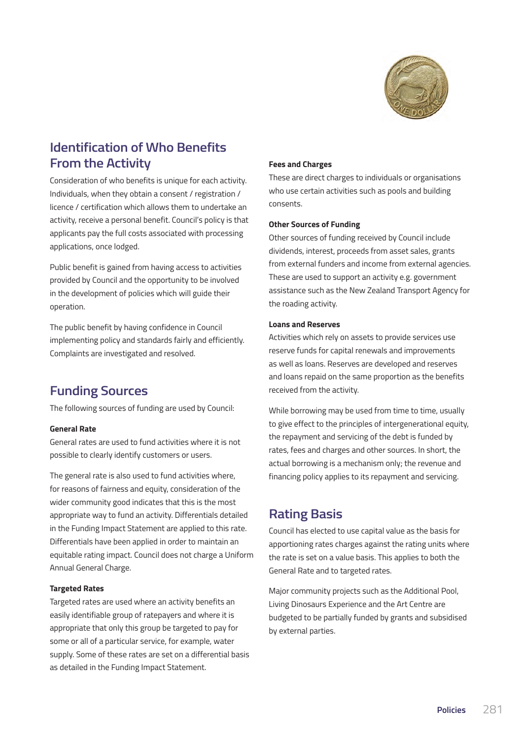## Identification of Who Benefits From the Activity

Consideration of who benefits is unique for each activity. Individuals, when they obtain a consent / registration / licence / certification which allows them to undertake an activity, receive a personal benefit. Council's policy is that applicants pay the full costs associated with processing applications, once lodged.

Public benefit is gained from having access to activities provided by Council and the opportunity to be involved in the development of policies which will guide their operation.

The public benefit by having confidence in Council implementing policy and standards fairly and efficiently. Complaints are investigated and resolved.

## Funding Sources

The following sources of funding are used by Council:

**General Rate**

General rates are used to fund activities where it is not possible to clearly identify customers or users.

The general rate is also used to fund activities where, for reasons of fairness and equity, consideration of the wider community good indicates that this is the most appropriate way to fund an activity. Differentials detailed in the Funding Impact Statement are applied to this rate. Differentials have been applied in order to maintain an equitable rating impact. Council does not charge a Uniform Annual General Charge.

**Targeted Rates**

Targeted rates are used where an activity benefits an easily identifiable group of ratepayers and where it is appropriate that only this group be targeted to pay for some or all of a particular service, for example, water supply. Some of these rates are set on a differential basis as detailed in the Funding Impact Statement.

**Fees and Charges**

These are direct charges to individuals or organisations who use certain activities such as pools and building consents.

**Other Sources of Funding**

Other sources of funding received by Council include dividends, interest, proceeds from asset sales, grants from external funders and income from external agencies. These are used to support an activity e.g. government assistance such as the New Zealand Transport Agency for the roading activity.

**Loans and Reserves**

Activities which rely on assets to provide services use reserve funds for capital renewals and improvements as well as loans. Reserves are developed and reserves and loans repaid on the same proportion as the benefits received from the activity.

While borrowing may be used from time to time, usually to give effect to the principles of intergenerational equity, the repayment and servicing of the debt is funded by rates, fees and charges and other sources. In short, the actual borrowing is a mechanism only; the revenue and financing policy applies to its repayment and servicing.

## Rating Basis

Council has elected to use capital value as the basis for apportioning rates charges against the rating units where the rate is set on a value basis. This applies to both the General Rate and to targeted rates.

Major community projects such as the Additional Pool, Living Dinosaurs Experience and the Art Centre are budgeted to be partially funded by grants and subsidised by external parties.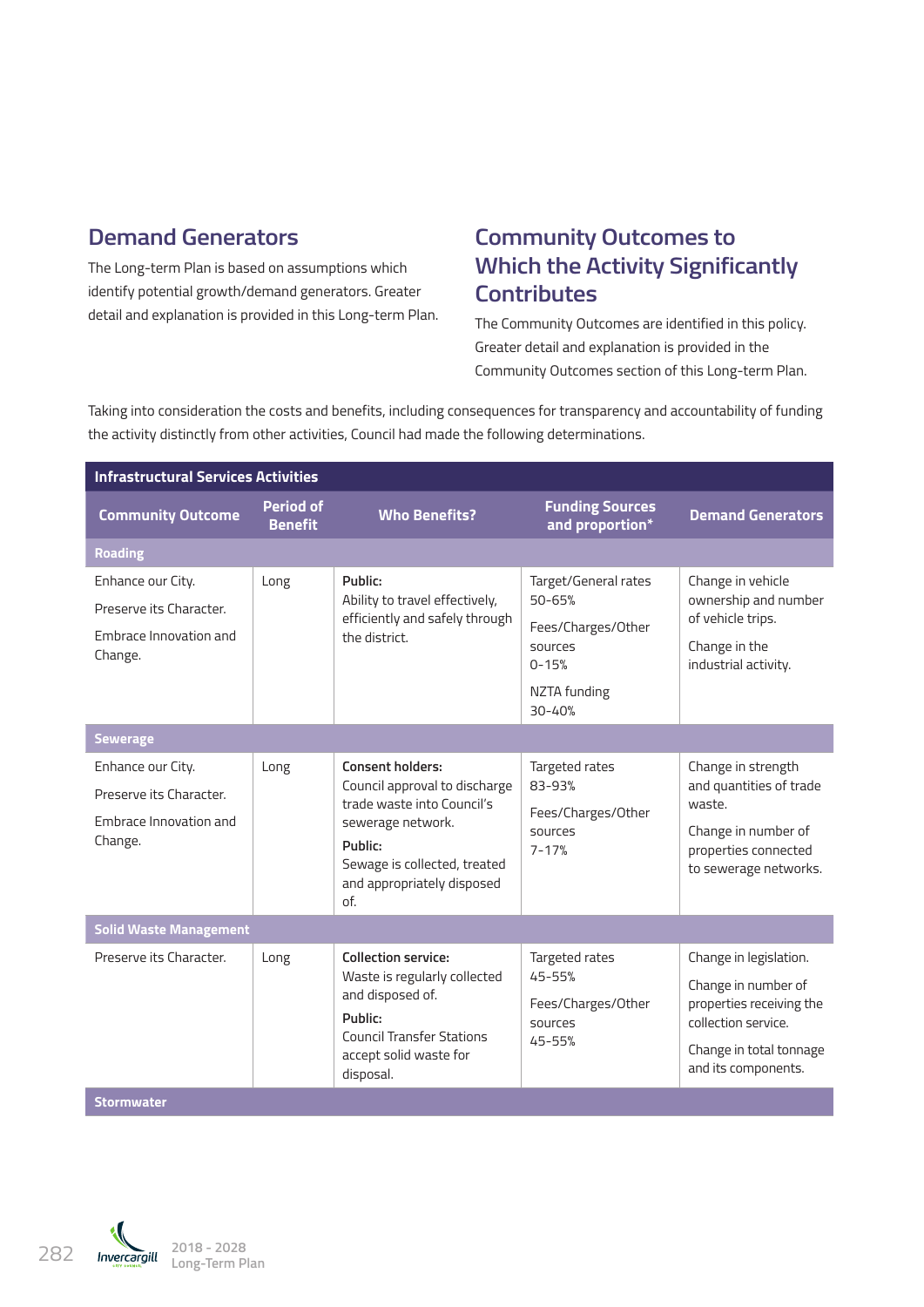## Demand Generators

The Long-term Plan is based on assumptions which identify potential growth/demand generators. Greater detail and explanation is provided in this Long-term Plan.

## Community Outcomes to Which the Activity Significantly Contributes

The Community Outcomes are identified in this policy. Greater detail and explanation is provided in the Community Outcomes section of this Long-term Plan.

Taking into consideration the costs and benefits, including consequences for transparency and accountability of funding the activity distinctly from other activities, Council had made the following determinations.

| Infrastructural Services Activities | | | | |
|---|---|---|---|---|
| **Community Outcome** | **Period of Benefit** | **Who Benefits?** | **Funding Sources and proportion*** | **Demand Generators** |
| **Roading** | | | | |
| Enhance our City.<br>Preserve its Character.<br>Embrace Innovation and Change. | Long | **Public:**<br>Ability to travel effectively, efficiently and safely through the district. | Target/General rates 50-65%<br>Fees/Charges/Other sources 0-15%<br>NZTA funding 30-40% | Change in vehicle ownership and number of vehicle trips.<br>Change in the industrial activity. |
| **Sewerage** | | | | |
| Enhance our City.<br>Preserve its Character.<br>Embrace Innovation and Change. | Long | **Consent holders:**<br>Council approval to discharge trade waste into Council's sewerage network.<br>**Public:**<br>Sewage is collected, treated and appropriately disposed of. | Targeted rates 83-93%<br>Fees/Charges/Other sources 7-17% | Change in strength and quantities of trade waste.<br>Change in number of properties connected to sewerage networks. |
| **Solid Waste Management** | | | | |
| Preserve its Character. | Long | **Collection service:**<br>Waste is regularly collected and disposed of.<br>**Public:**<br>Council Transfer Stations accept solid waste for disposal. | Targeted rates 45-55%<br>Fees/Charges/Other sources 45-55% | Change in legislation.<br>Change in number of properties receiving the collection service.<br>Change in total tonnage and its components. |
| **Stormwater** | | | | |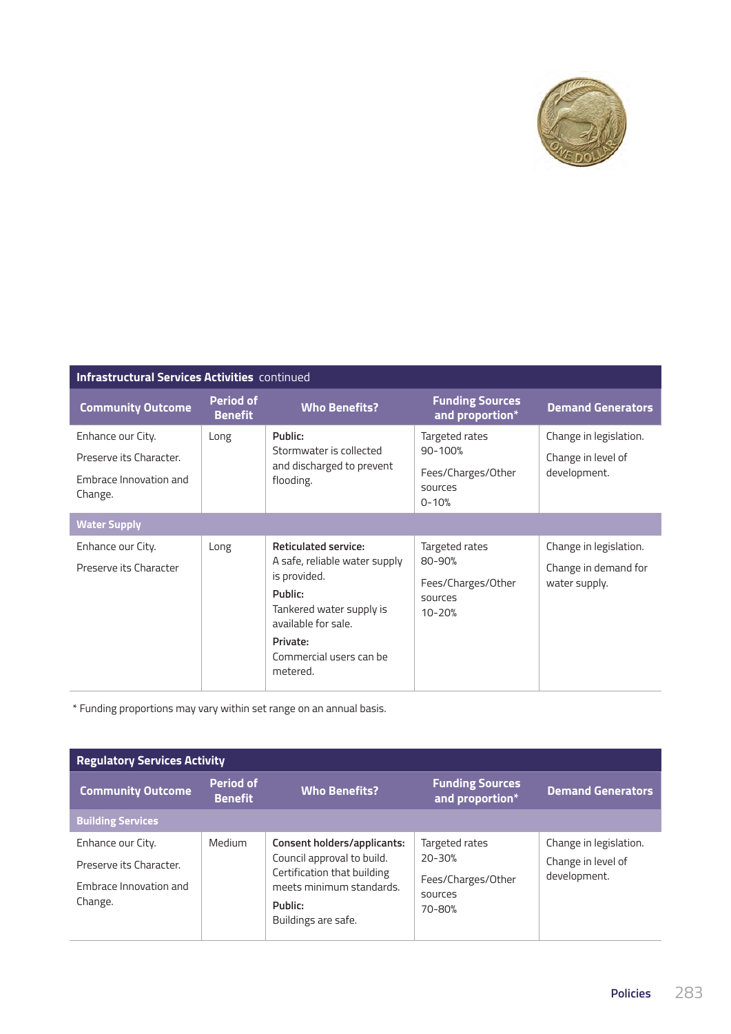| Infrastructural Services Activities continued | | | | |
|---|---|---|---|---|
| **Community Outcome** | **Period of Benefit** | **Who Benefits?** | **Funding Sources and proportion*** | **Demand Generators** |
| Enhance our City.<br>Preserve its Character.<br>Embrace Innovation and Change. | Long | **Public:**<br>Stormwater is collected and discharged to prevent flooding. | Targeted rates 90-100%<br>Fees/Charges/Other sources 0-10% | Change in legislation.<br>Change in level of development. |
| **Water Supply** | | | | |
| Enhance our City.<br>Preserve its Character | Long | **Reticulated service:**<br>A safe, reliable water supply is provided.<br>**Public:**<br>Tankered water supply is available for sale.<br>**Private:**<br>Commercial users can be metered. | Targeted rates 80-90%<br>Fees/Charges/Other sources 10-20% | Change in legislation.<br>Change in demand for water supply. |

* Funding proportions may vary within set range on an annual basis.

| Regulatory Services Activity | | | | |
|---|---|---|---|---|
| **Community Outcome** | **Period of Benefit** | **Who Benefits?** | **Funding Sources and proportion*** | **Demand Generators** |
| **Building Services** | | | | |
| Enhance our City.<br>Preserve its Character.<br>Embrace Innovation and Change. | Medium | **Consent holders/applicants:**<br>Council approval to build. Certification that building meets minimum standards.<br>**Public:**<br>Buildings are safe. | Targeted rates 20-30%<br>Fees/Charges/Other sources 70-80% | Change in legislation.<br>Change in level of development. |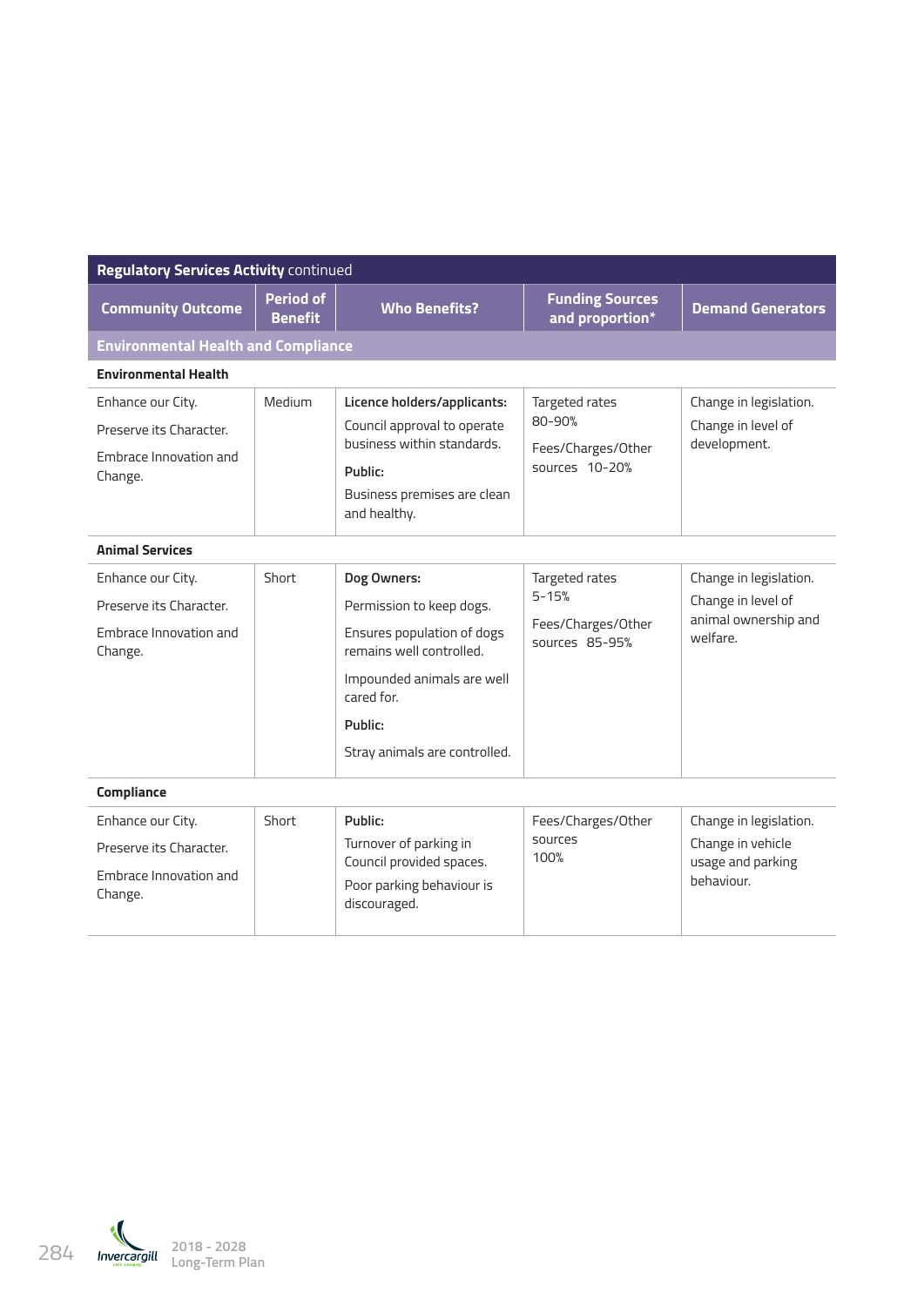**Regulatory Services Activity** continued

| Community Outcome | Period of Benefit | Who Benefits? | Funding Sources and proportion* | Demand Generators |
|---|---|---|---|---|
| **Environmental Health and Compliance** | | | | |
| **Environmental Health** | | | | |
| Enhance our City.<br>Preserve its Character.<br>Embrace Innovation and Change. | Medium | **Licence holders/applicants:**<br>Council approval to operate business within standards.<br>**Public:**<br>Business premises are clean and healthy. | Targeted rates 80-90%<br>Fees/Charges/Other sources 10-20% | Change in legislation.<br>Change in level of development. |
| **Animal Services** | | | | |
| Enhance our City.<br>Preserve its Character.<br>Embrace Innovation and Change. | Short | **Dog Owners:**<br>Permission to keep dogs.<br>Ensures population of dogs remains well controlled.<br>Impounded animals are well cared for.<br>**Public:**<br>Stray animals are controlled. | Targeted rates 5-15%<br>Fees/Charges/Other sources 85-95% | Change in legislation.<br>Change in level of animal ownership and welfare. |
| **Compliance** | | | | |
| Enhance our City.<br>Preserve its Character.<br>Embrace Innovation and Change. | Short | **Public:**<br>Turnover of parking in Council provided spaces.<br>Poor parking behaviour is discouraged. | Fees/Charges/Other sources 100% | Change in legislation.<br>Change in vehicle usage and parking behaviour. |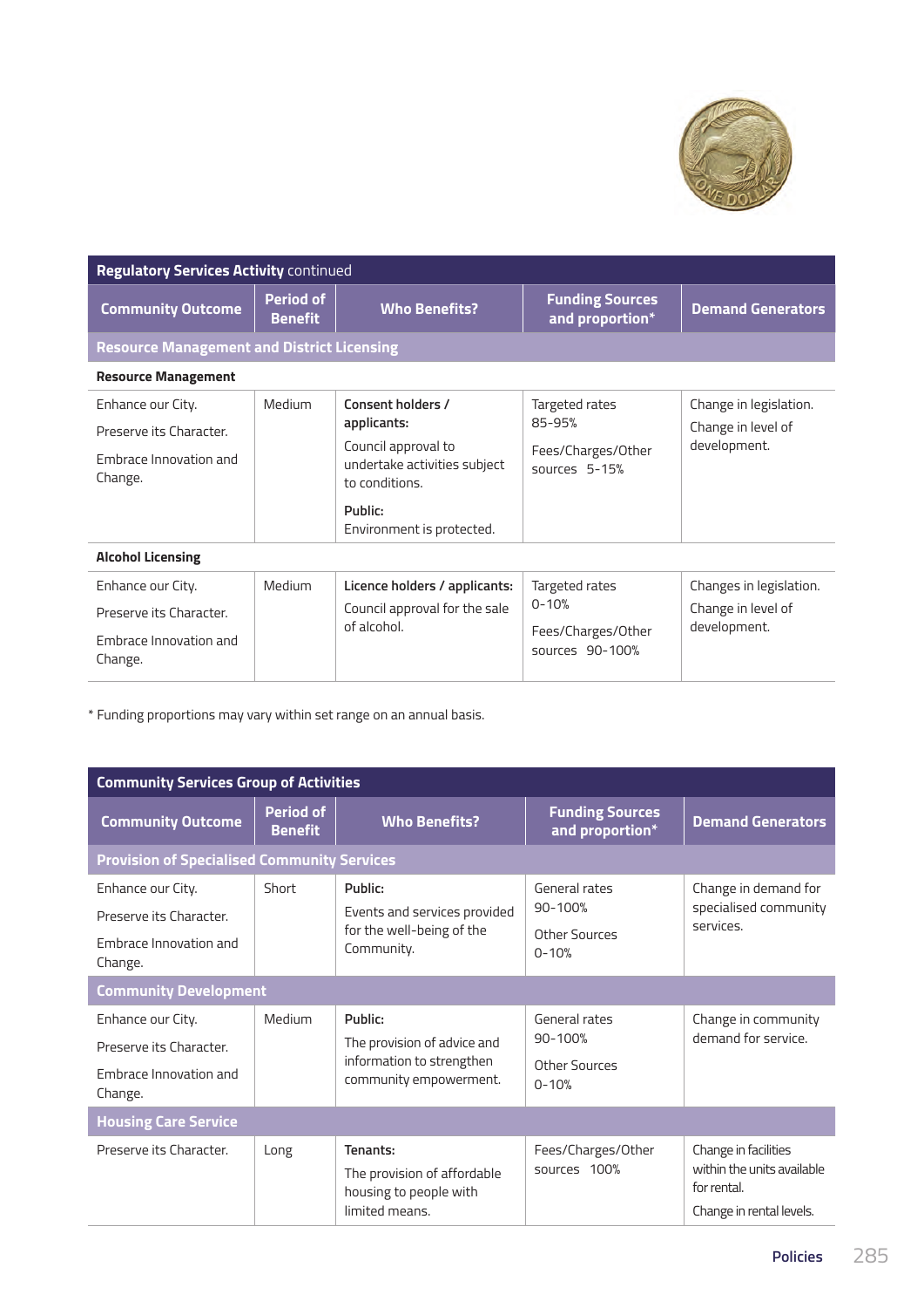| **Regulatory Services Activity** continued | | | | |
|---|---|---|---|---|
| **Community Outcome** | **Period of Benefit** | **Who Benefits?** | **Funding Sources and proportion*** | **Demand Generators** |
| **Resource Management and District Licensing** | | | | |
| **Resource Management** | | | | |
| Enhance our City.<br>Preserve its Character.<br>Embrace Innovation and Change. | Medium | **Consent holders / applicants:**<br>Council approval to undertake activities subject to conditions.<br>**Public:**<br>Environment is protected. | Targeted rates 85-95%<br>Fees/Charges/Other sources 5-15% | Change in legislation.<br>Change in level of development. |
| **Alcohol Licensing** | | | | |
| Enhance our City.<br>Preserve its Character.<br>Embrace Innovation and Change. | Medium | **Licence holders / applicants:**<br>Council approval for the sale of alcohol. | Targeted rates 0-10%<br>Fees/Charges/Other sources 90-100% | Changes in legislation.<br>Change in level of development. |

* Funding proportions may vary within set range on an annual basis.

| **Community Services Group of Activities** | | | | |
|---|---|---|---|---|
| **Community Outcome** | **Period of Benefit** | **Who Benefits?** | **Funding Sources and proportion*** | **Demand Generators** |
| **Provision of Specialised Community Services** | | | | |
| Enhance our City.<br>Preserve its Character.<br>Embrace Innovation and Change. | Short | **Public:**<br>Events and services provided for the well-being of the Community. | General rates 90-100%<br>Other Sources 0-10% | Change in demand for specialised community services. |
| **Community Development** | | | | |
| Enhance our City.<br>Preserve its Character.<br>Embrace Innovation and Change. | Medium | **Public:**<br>The provision of advice and information to strengthen community empowerment. | General rates 90-100%<br>Other Sources 0-10% | Change in community demand for service. |
| **Housing Care Service** | | | | |
| Preserve its Character. | Long | **Tenants:**<br>The provision of affordable housing to people with limited means. | Fees/Charges/Other sources 100% | Change in facilities within the units available for rental.<br>Change in rental levels. |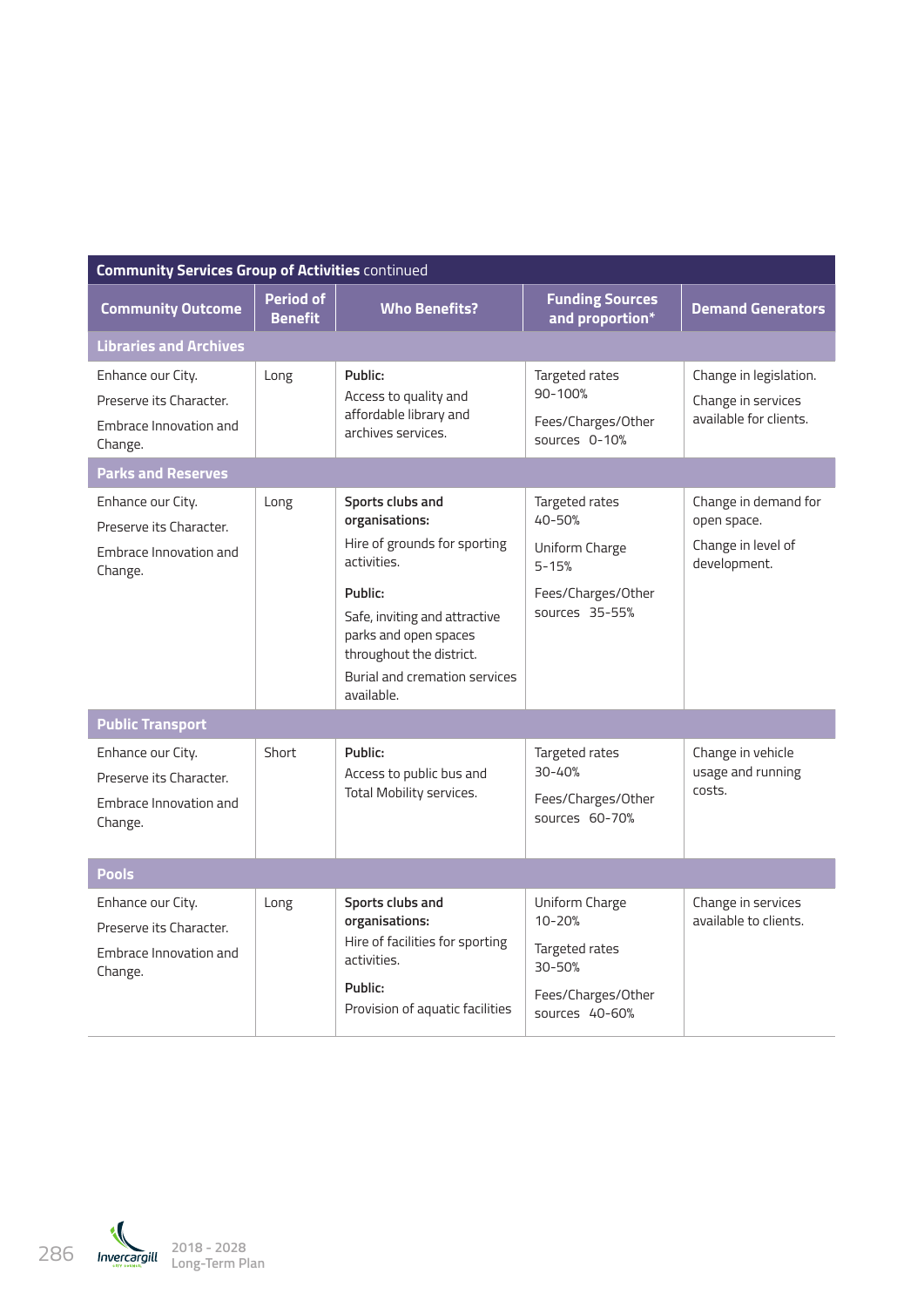**Community Services Group of Activities** continued

| Community Outcome | Period of Benefit | Who Benefits? | Funding Sources and proportion* | Demand Generators |
|---|---|---|---|---|
| **Libraries and Archives** | | | | |
| Enhance our City.<br>Preserve its Character.<br>Embrace Innovation and Change. | Long | **Public:**<br>Access to quality and affordable library and archives services. | Targeted rates 90-100%<br>Fees/Charges/Other sources 0-10% | Change in legislation.<br>Change in services available for clients. |
| **Parks and Reserves** | | | | |
| Enhance our City.<br>Preserve its Character.<br>Embrace Innovation and Change. | Long | **Sports clubs and organisations:**<br>Hire of grounds for sporting activities.<br>**Public:**<br>Safe, inviting and attractive parks and open spaces throughout the district.<br>Burial and cremation services available. | Targeted rates 40-50%<br>Uniform Charge 5-15%<br>Fees/Charges/Other sources 35-55% | Change in demand for open space.<br>Change in level of development. |
| **Public Transport** | | | | |
| Enhance our City.<br>Preserve its Character.<br>Embrace Innovation and Change. | Short | **Public:**<br>Access to public bus and Total Mobility services. | Targeted rates 30-40%<br>Fees/Charges/Other sources 60-70% | Change in vehicle usage and running costs. |
| **Pools** | | | | |
| Enhance our City.<br>Preserve its Character.<br>Embrace Innovation and Change. | Long | **Sports clubs and organisations:**<br>Hire of facilities for sporting activities.<br>**Public:**<br>Provision of aquatic facilities | Uniform Charge 10-20%<br>Targeted rates 30-50%<br>Fees/Charges/Other sources 40-60% | Change in services available to clients. |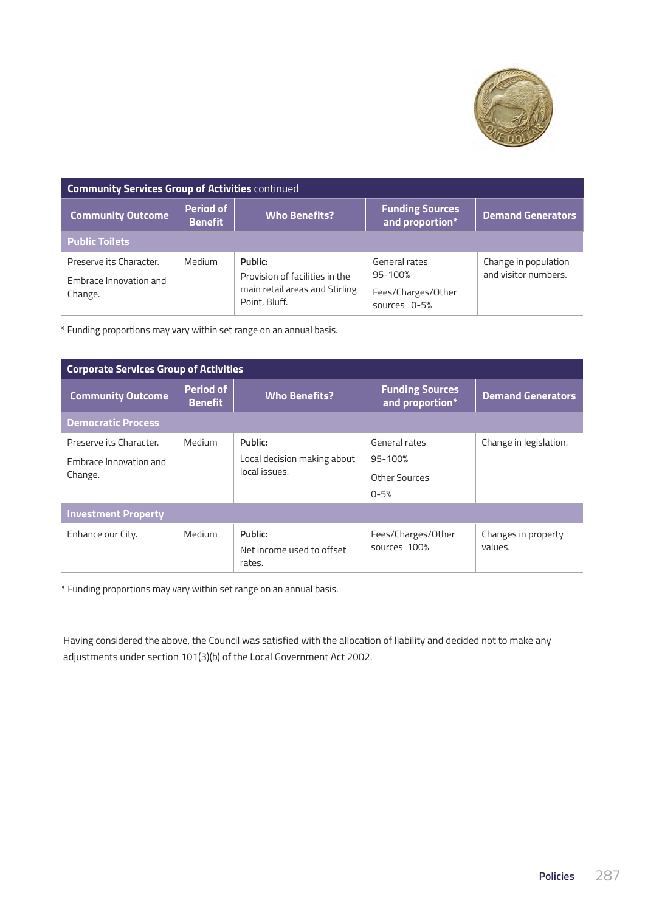| Community Services Group of Activities continued | | | | |
|---|---|---|---|---|
| **Community Outcome** | **Period of Benefit** | **Who Benefits?** | **Funding Sources and proportion*** | **Demand Generators** |
| **Public Toilets** | | | | |
| Preserve its Character. Embrace Innovation and Change. | Medium | **Public:** Provision of facilities in the main retail areas and Stirling Point, Bluff. | General rates 95-100% Fees/Charges/Other sources 0-5% | Change in population and visitor numbers. |

* Funding proportions may vary within set range on an annual basis.

| Corporate Services Group of Activities | | | | |
|---|---|---|---|---|
| **Community Outcome** | **Period of Benefit** | **Who Benefits?** | **Funding Sources and proportion*** | **Demand Generators** |
| **Democratic Process** | | | | |
| Preserve its Character. Embrace Innovation and Change. | Medium | **Public:** Local decision making about local issues. | General rates 95-100% Other Sources 0-5% | Change in legislation. |
| **Investment Property** | | | | |
| Enhance our City. | Medium | **Public:** Net income used to offset rates. | Fees/Charges/Other sources 100% | Changes in property values. |

* Funding proportions may vary within set range on an annual basis.

Having considered the above, the Council was satisfied with the allocation of liability and decided not to make any adjustments under section 101(3)(b) of the Local Government Act 2002.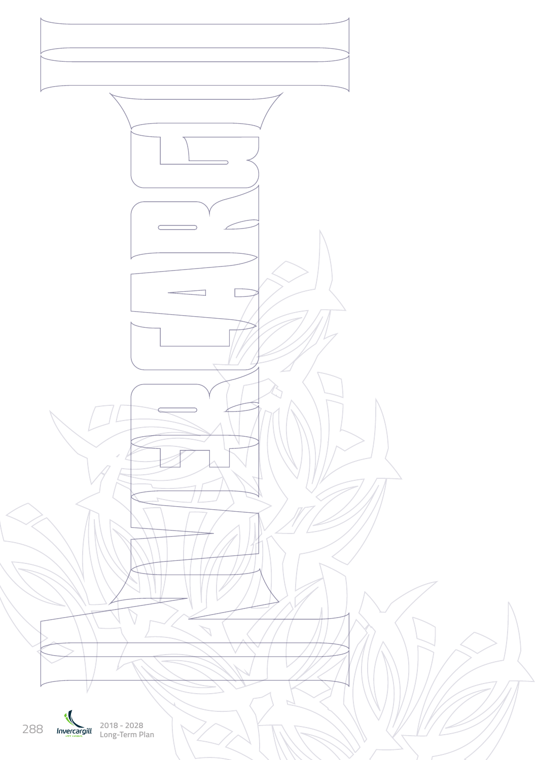INVERCARGILL